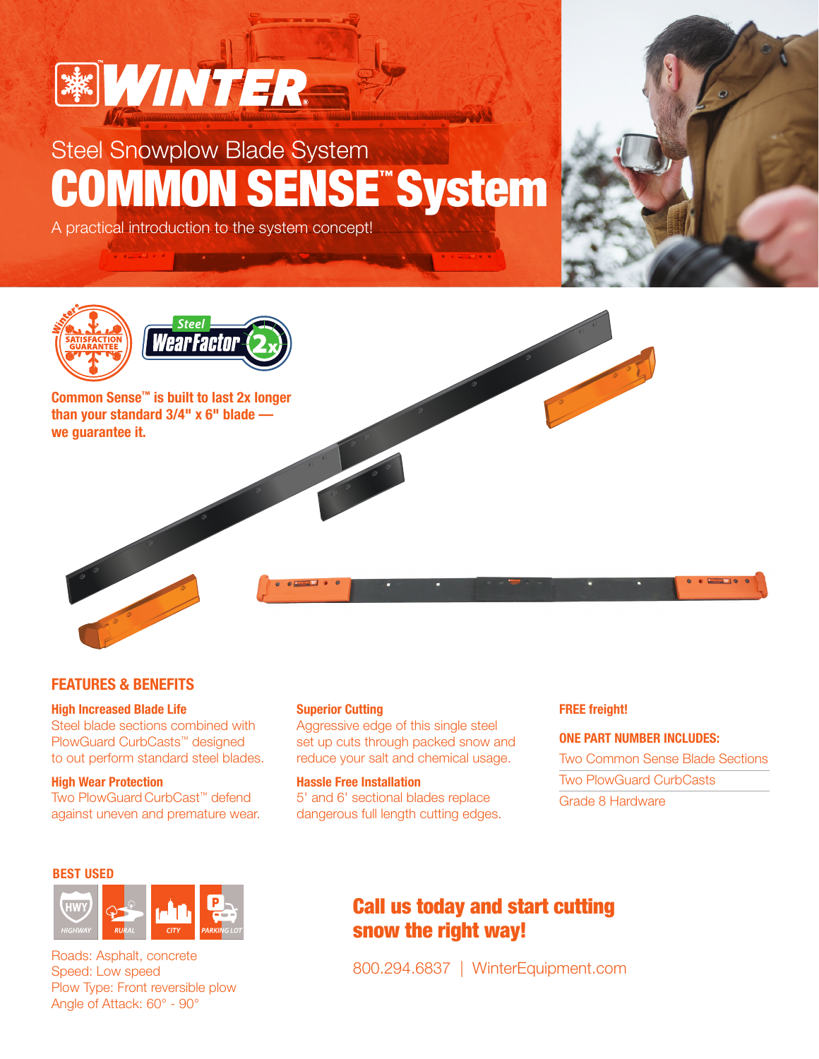# WINTER®

## Steel Snowplow Blade System

# COMMON SENSE™ System

A practical introduction to the system concept!

Winter® SATISFACTION GUARANTEE

Steel WearFactor 2x

**Common Sense™ is built to last 2x longer than your standard 3/4" x 6" blade — we guarantee it.**

## FEATURES & BENEFITS

**High Increased Blade Life**
Steel blade sections combined with PlowGuard CurbCasts™ designed to out perform standard steel blades.

**High Wear Protection**
Two PlowGuard CurbCast™ defend against uneven and premature wear.

**Superior Cutting**
Aggressive edge of this single steel set up cuts through packed snow and reduce your salt and chemical usage.

**Hassle Free Installation**
5' and 6' sectional blades replace dangerous full length cutting edges.

**FREE freight!**

**ONE PART NUMBER INCLUDES:**

- Two Common Sense Blade Sections
- Two PlowGuard CurbCasts
- Grade 8 Hardware

**BEST USED**

HIGHWAY | RURAL | CITY | PARKING LOT

Roads: Asphalt, concrete
Speed: Low speed
Plow Type: Front reversible plow
Angle of Attack: 60° - 90°

## Call us today and start cutting snow the right way!

800.294.6837 | WinterEquipment.com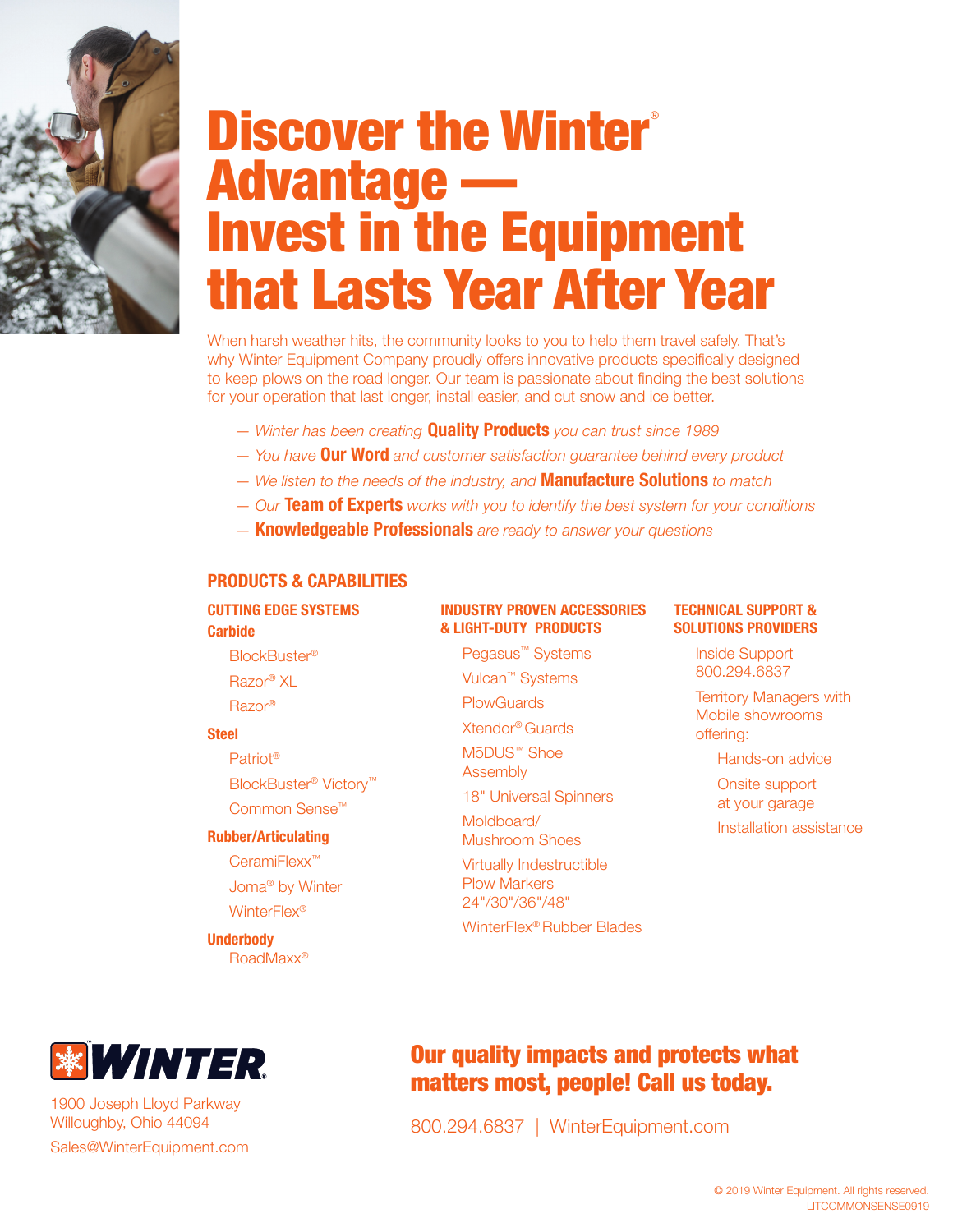# Discover the Winter® Advantage — Invest in the Equipment that Lasts Year After Year

When harsh weather hits, the community looks to you to help them travel safely. That's why Winter Equipment Company proudly offers innovative products specifically designed to keep plows on the road longer. Our team is passionate about finding the best solutions for your operation that last longer, install easier, and cut snow and ice better.

- *Winter has been creating* **Quality Products** *you can trust since 1989*
- *You have* **Our Word** *and customer satisfaction guarantee behind every product*
- *We listen to the needs of the industry, and* **Manufacture Solutions** *to match*
- *Our* **Team of Experts** *works with you to identify the best system for your conditions*
- **Knowledgeable Professionals** *are ready to answer your questions*

## PRODUCTS & CAPABILITIES

### CUTTING EDGE SYSTEMS

**Carbide**

- BlockBuster®
- Razor® XL
- Razor®

**Steel**

- Patriot®
- BlockBuster® Victory™
- Common Sense™

**Rubber/Articulating**

- CeramiFlexx™
- Joma® by Winter
- WinterFlex®

**Underbody**

- RoadMaxx®

### INDUSTRY PROVEN ACCESSORIES & LIGHT-DUTY PRODUCTS

- Pegasus™ Systems
- Vulcan™ Systems
- PlowGuards
- Xtendor® Guards
- MōDUS™ Shoe Assembly
- 18" Universal Spinners
- Moldboard/ Mushroom Shoes
- Virtually Indestructible Plow Markers 24"/30"/36"/48"
- WinterFlex® Rubber Blades

### TECHNICAL SUPPORT & SOLUTIONS PROVIDERS

- Inside Support 800.294.6837
- Territory Managers with Mobile showrooms offering:
  - Hands-on advice
  - Onsite support at your garage
  - Installation assistance

**WINTER**

1900 Joseph Lloyd Parkway
Willoughby, Ohio 44094
Sales@WinterEquipment.com

**Our quality impacts and protects what matters most, people! Call us today.**

800.294.6837 | WinterEquipment.com

© 2019 Winter Equipment. All rights reserved.
LITCOMMONSENSE0919